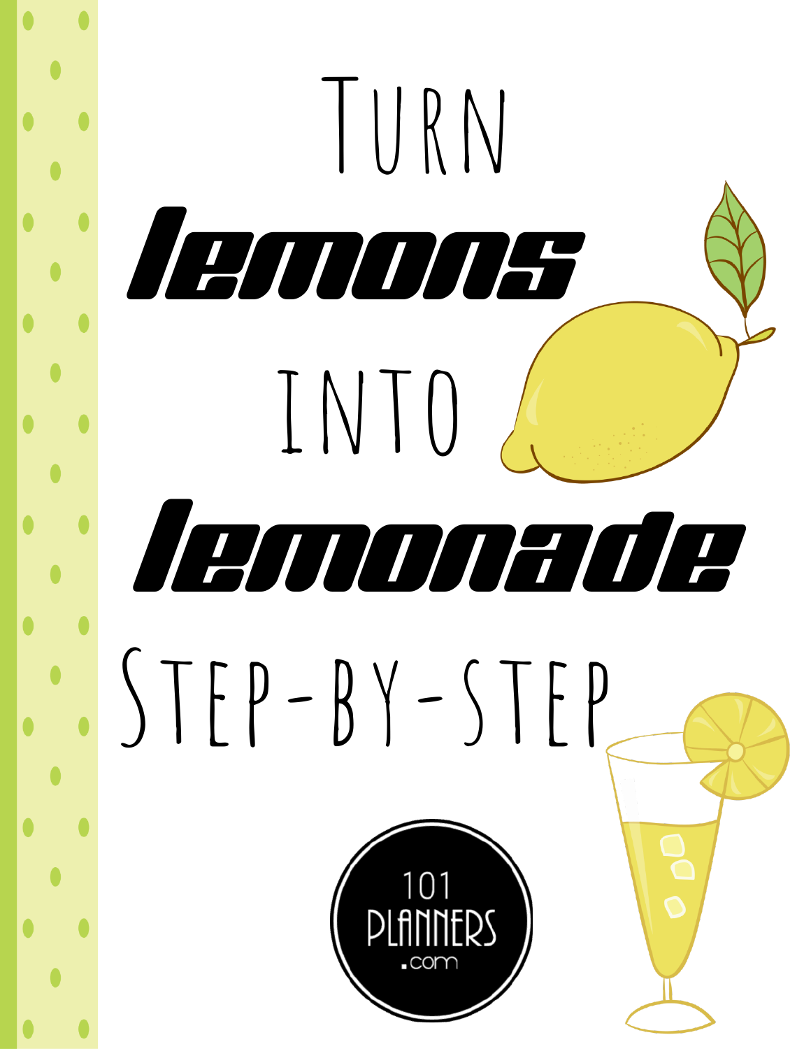# Turn *lemons* into *lemonade* Step-by-step

101 PLANNERS .com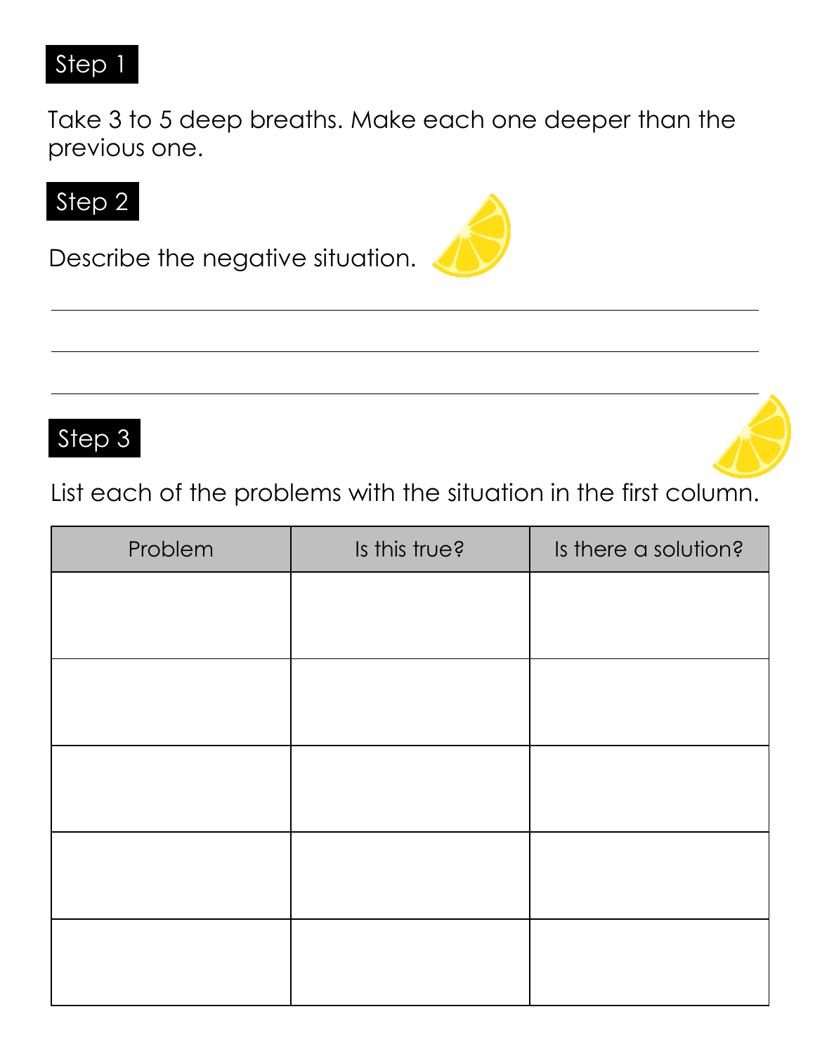## Step 1

Take 3 to 5 deep breaths. Make each one deeper than the previous one.

## Step 2

Describe the negative situation.

\_\_\_\_\_\_\_\_\_\_\_\_\_\_\_\_\_\_\_\_\_\_\_\_\_\_\_\_\_\_\_\_\_\_\_\_\_\_\_\_\_\_\_\_\_\_\_\_

\_\_\_\_\_\_\_\_\_\_\_\_\_\_\_\_\_\_\_\_\_\_\_\_\_\_\_\_\_\_\_\_\_\_\_\_\_\_\_\_\_\_\_\_\_\_\_\_

\_\_\_\_\_\_\_\_\_\_\_\_\_\_\_\_\_\_\_\_\_\_\_\_\_\_\_\_\_\_\_\_\_\_\_\_\_\_\_\_\_\_\_\_\_\_\_\_

## Step 3

List each of the problems with the situation in the first column.

| Problem | Is this true? | Is there a solution? |
| --- | --- | --- |
| | | |
| | | |
| | | |
| | | |
| | | |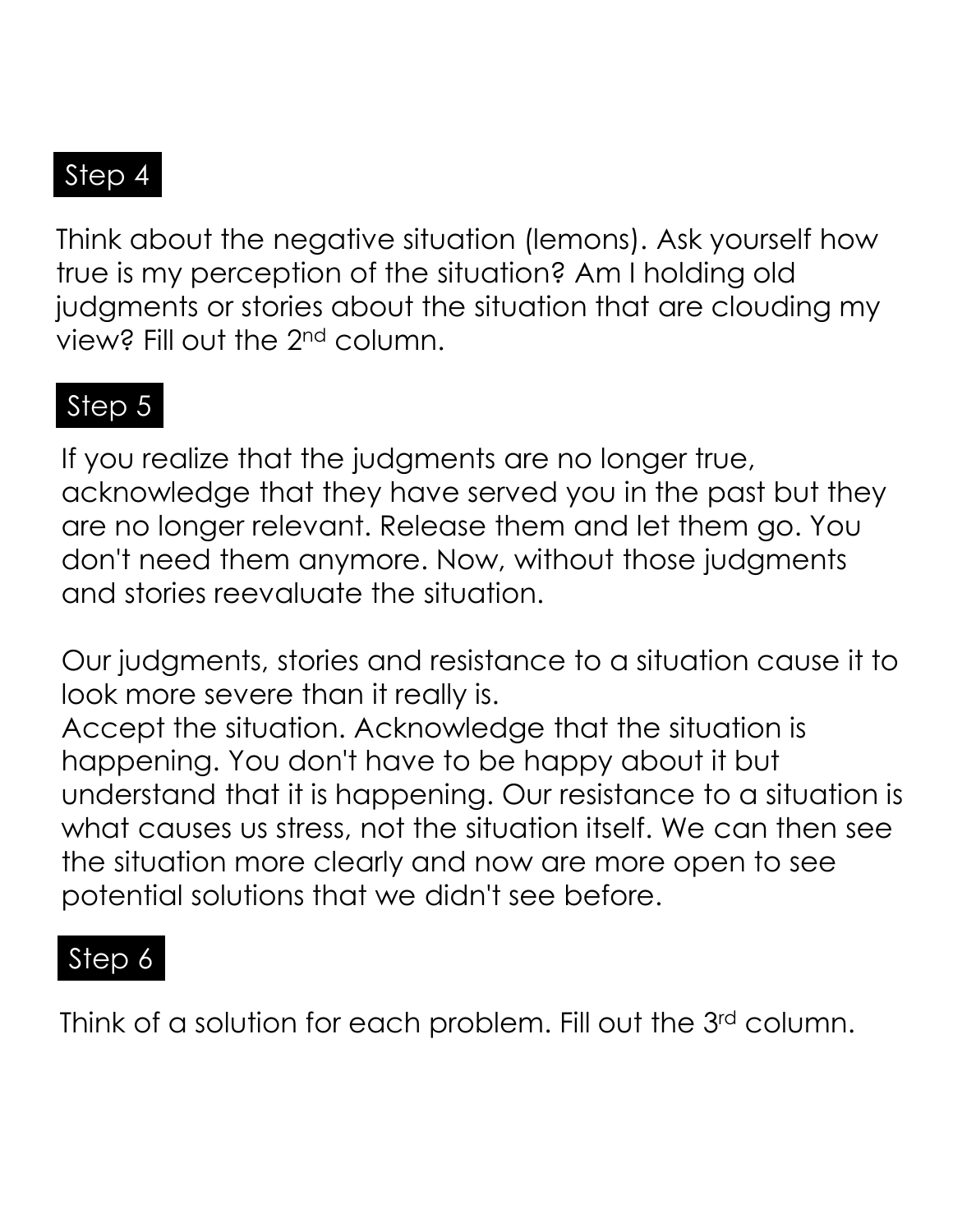## Step 4

Think about the negative situation (lemons). Ask yourself how true is my perception of the situation? Am I holding old judgments or stories about the situation that are clouding my view? Fill out the 2nd column.

## Step 5

If you realize that the judgments are no longer true, acknowledge that they have served you in the past but they are no longer relevant. Release them and let them go. You don't need them anymore. Now, without those judgments and stories reevaluate the situation.

Our judgments, stories and resistance to a situation cause it to look more severe than it really is.
Accept the situation. Acknowledge that the situation is happening. You don't have to be happy about it but understand that it is happening. Our resistance to a situation is what causes us stress, not the situation itself. We can then see the situation more clearly and now are more open to see potential solutions that we didn't see before.

## Step 6

Think of a solution for each problem. Fill out the 3rd column.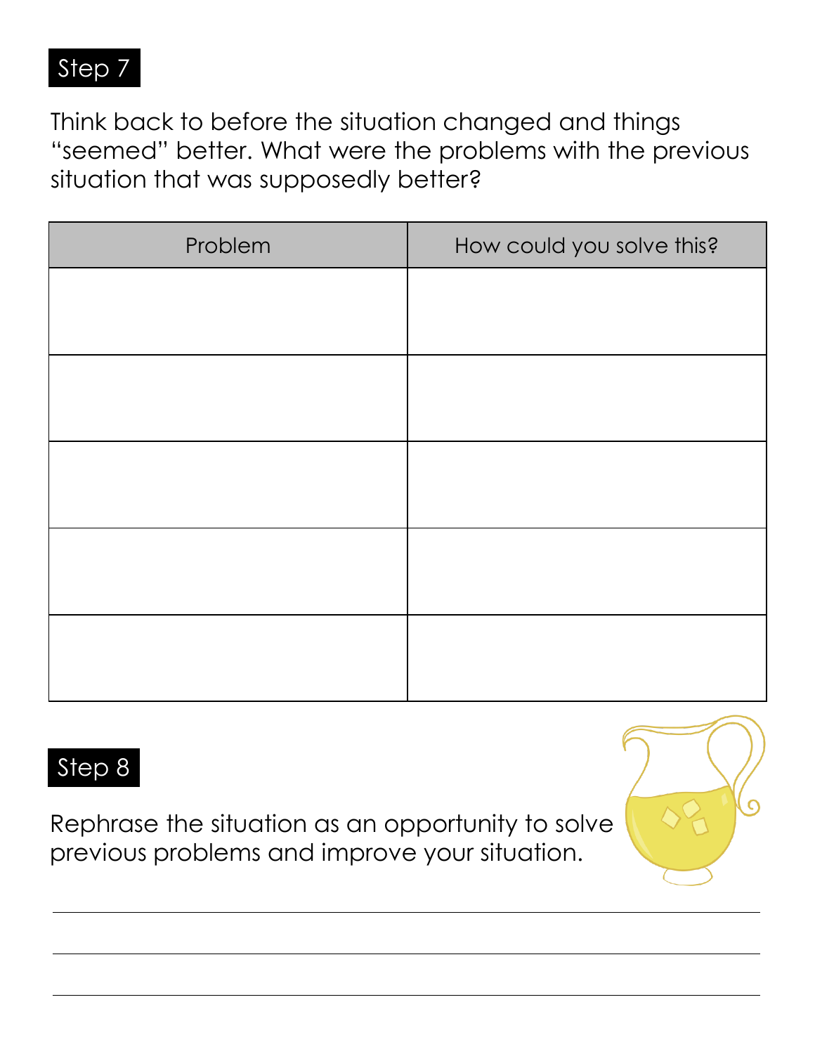## Step 7

Think back to before the situation changed and things "seemed" better. What were the problems with the previous situation that was supposedly better?

| Problem | How could you solve this? |
| --- | --- |
| | |
| | |
| | |
| | |
| | |

## Step 8

Rephrase the situation as an opportunity to solve previous problems and improve your situation.

_______________________________________________

_______________________________________________

_______________________________________________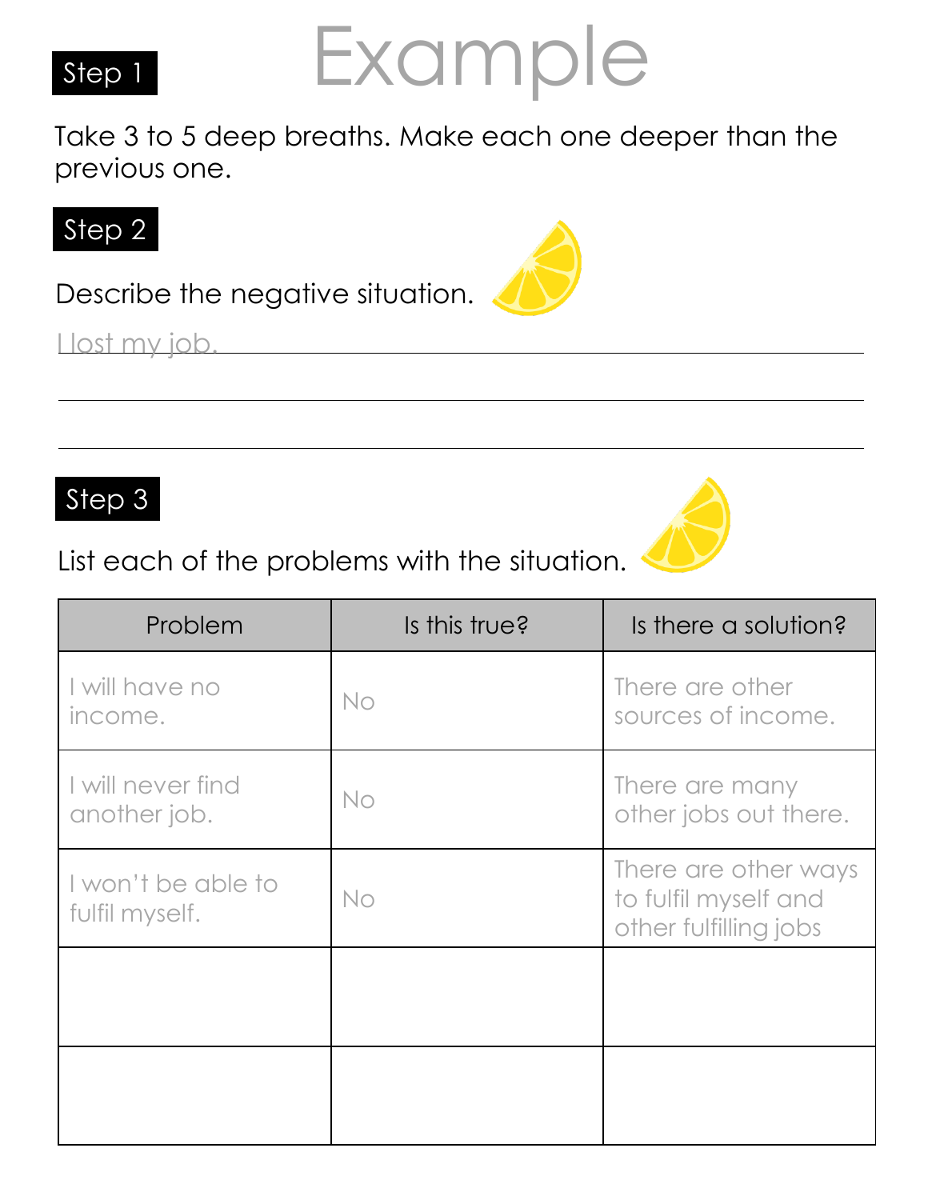# Example

**Step 1**

Take 3 to 5 deep breaths. Make each one deeper than the previous one.

**Step 2**

Describe the negative situation.

I lost my job.

**Step 3**

List each of the problems with the situation.

| Problem | Is this true? | Is there a solution? |
| --- | --- | --- |
| I will have no income. | No | There are other sources of income. |
| I will never find another job. | No | There are many other jobs out there. |
| I won't be able to fulfil myself. | No | There are other ways to fulfil myself and other fulfilling jobs |
| | | |
| | | |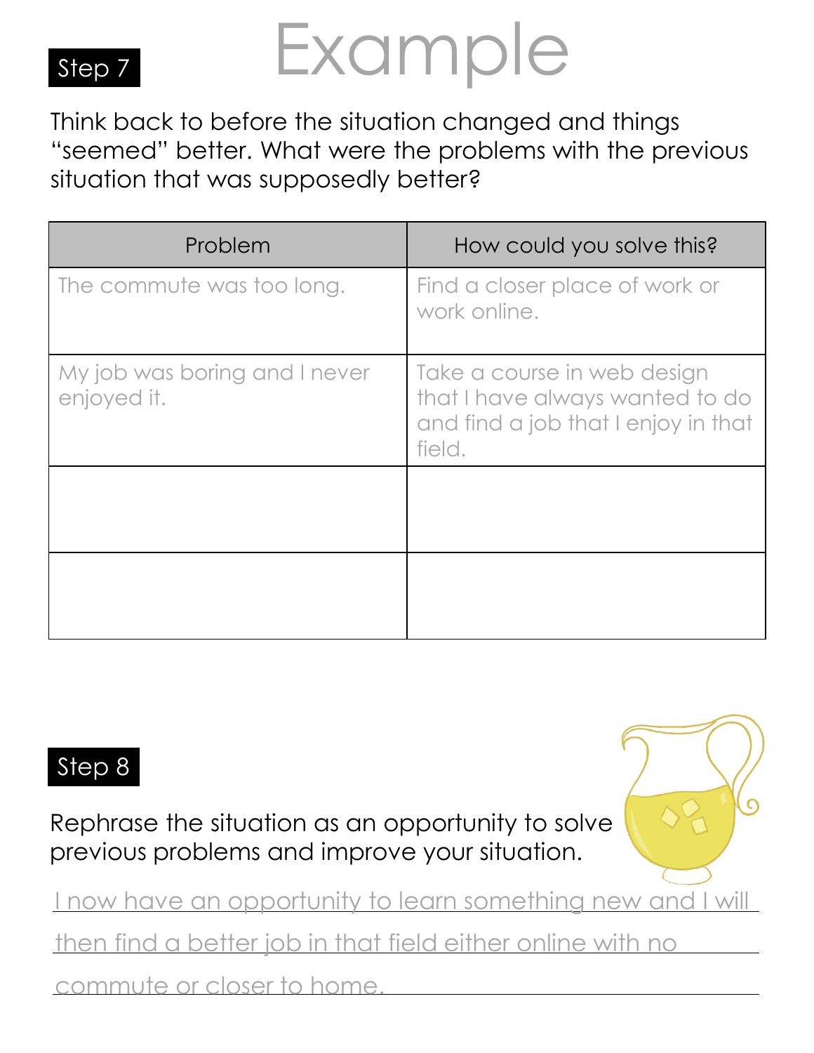# Example

**Step 7**

Think back to before the situation changed and things "seemed" better. What were the problems with the previous situation that was supposedly better?

| Problem | How could you solve this? |
|---|---|
| The commute was too long. | Find a closer place of work or work online. |
| My job was boring and I never enjoyed it. | Take a course in web design that I have always wanted to do and find a job that I enjoy in that field. |
| | |
| | |

**Step 8**

Rephrase the situation as an opportunity to solve previous problems and improve your situation.

I now have an opportunity to learn something new and I will then find a better job in that field either online with no commute or closer to home.